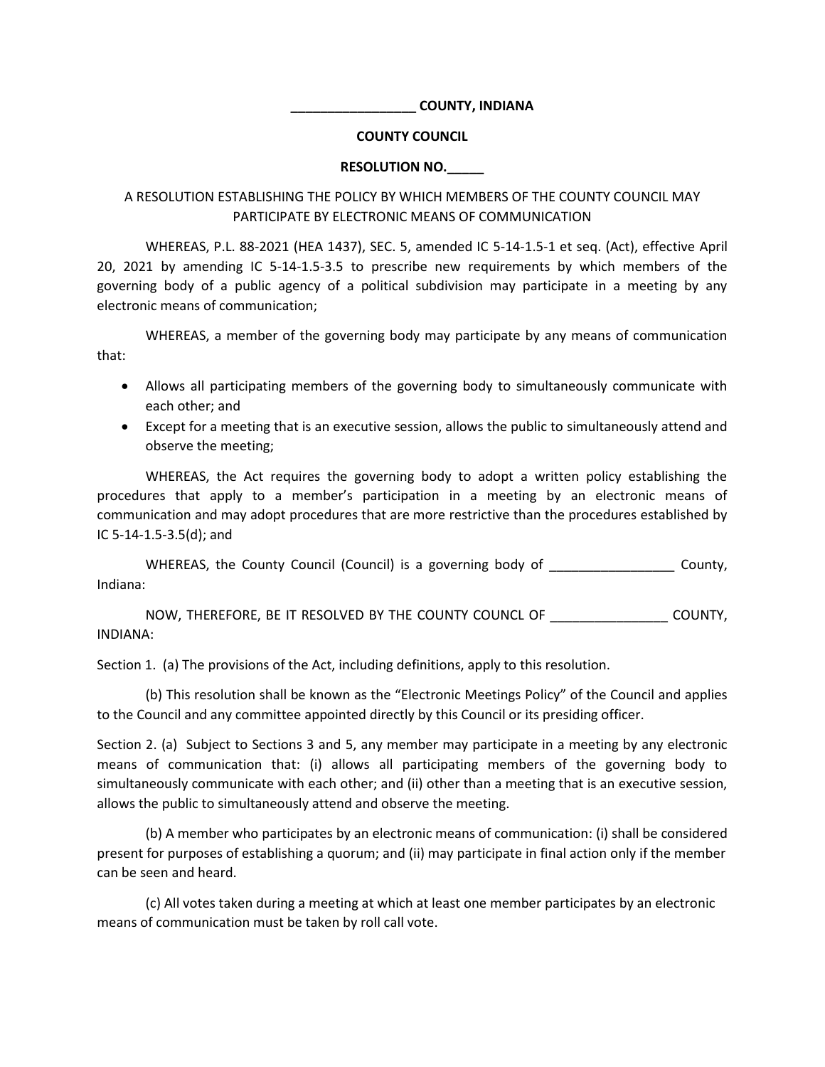**_________________ COUNTY, INDIANA**

**COUNTY COUNCIL**

**RESOLUTION NO._____**

A RESOLUTION ESTABLISHING THE POLICY BY WHICH MEMBERS OF THE COUNTY COUNCIL MAY PARTICIPATE BY ELECTRONIC MEANS OF COMMUNICATION

WHEREAS, P.L. 88-2021 (HEA 1437), SEC. 5, amended IC 5-14-1.5-1 et seq. (Act), effective April 20, 2021 by amending IC 5-14-1.5-3.5 to prescribe new requirements by which members of the governing body of a public agency of a political subdivision may participate in a meeting by any electronic means of communication;

WHEREAS, a member of the governing body may participate by any means of communication that:

- Allows all participating members of the governing body to simultaneously communicate with each other; and
- Except for a meeting that is an executive session, allows the public to simultaneously attend and observe the meeting;

WHEREAS, the Act requires the governing body to adopt a written policy establishing the procedures that apply to a member's participation in a meeting by an electronic means of communication and may adopt procedures that are more restrictive than the procedures established by IC 5-14-1.5-3.5(d); and

WHEREAS, the County Council (Council) is a governing body of _________________ County, Indiana:

NOW, THEREFORE, BE IT RESOLVED BY THE COUNTY COUNCL OF ________________ COUNTY, INDIANA:

Section 1. (a) The provisions of the Act, including definitions, apply to this resolution.

(b) This resolution shall be known as the "Electronic Meetings Policy" of the Council and applies to the Council and any committee appointed directly by this Council or its presiding officer.

Section 2. (a) Subject to Sections 3 and 5, any member may participate in a meeting by any electronic means of communication that: (i) allows all participating members of the governing body to simultaneously communicate with each other; and (ii) other than a meeting that is an executive session, allows the public to simultaneously attend and observe the meeting.

(b) A member who participates by an electronic means of communication: (i) shall be considered present for purposes of establishing a quorum; and (ii) may participate in final action only if the member can be seen and heard.

(c) All votes taken during a meeting at which at least one member participates by an electronic means of communication must be taken by roll call vote.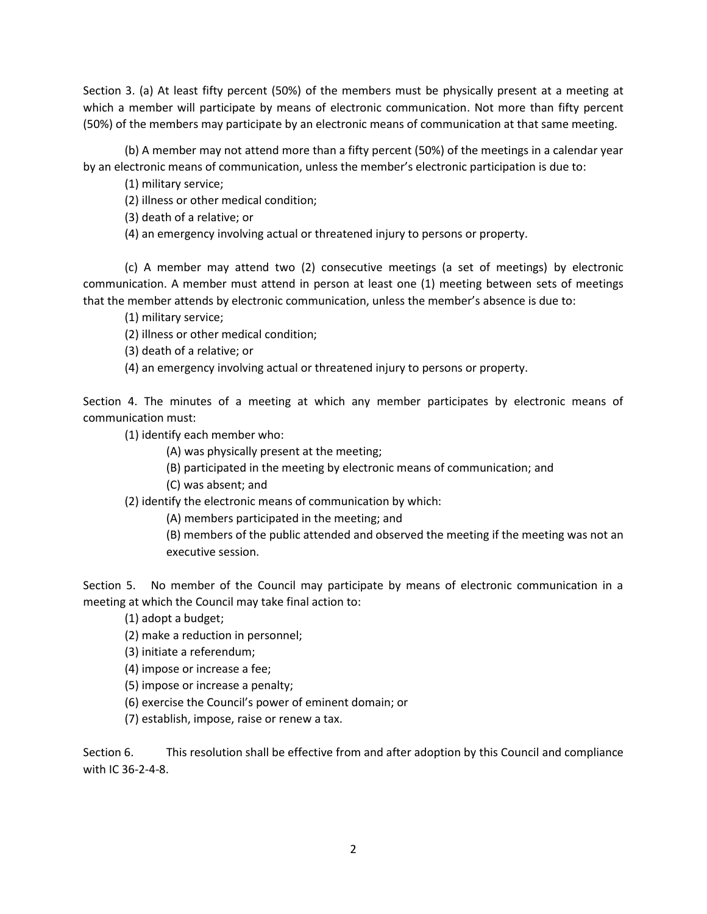Section 3. (a) At least fifty percent (50%) of the members must be physically present at a meeting at which a member will participate by means of electronic communication. Not more than fifty percent (50%) of the members may participate by an electronic means of communication at that same meeting.

(b) A member may not attend more than a fifty percent (50%) of the meetings in a calendar year by an electronic means of communication, unless the member's electronic participation is due to:

(1) military service;

(2) illness or other medical condition;

(3) death of a relative; or

(4) an emergency involving actual or threatened injury to persons or property.

(c) A member may attend two (2) consecutive meetings (a set of meetings) by electronic communication. A member must attend in person at least one (1) meeting between sets of meetings that the member attends by electronic communication, unless the member's absence is due to:

(1) military service;

(2) illness or other medical condition;

(3) death of a relative; or

(4) an emergency involving actual or threatened injury to persons or property.

Section 4. The minutes of a meeting at which any member participates by electronic means of communication must:

(1) identify each member who:

(A) was physically present at the meeting;

(B) participated in the meeting by electronic means of communication; and

(C) was absent; and

(2) identify the electronic means of communication by which:

(A) members participated in the meeting; and

(B) members of the public attended and observed the meeting if the meeting was not an executive session.

Section 5. No member of the Council may participate by means of electronic communication in a meeting at which the Council may take final action to:

(1) adopt a budget;

(2) make a reduction in personnel;

(3) initiate a referendum;

(4) impose or increase a fee;

(5) impose or increase a penalty;

(6) exercise the Council's power of eminent domain; or

(7) establish, impose, raise or renew a tax.

Section 6. This resolution shall be effective from and after adoption by this Council and compliance with IC 36-2-4-8.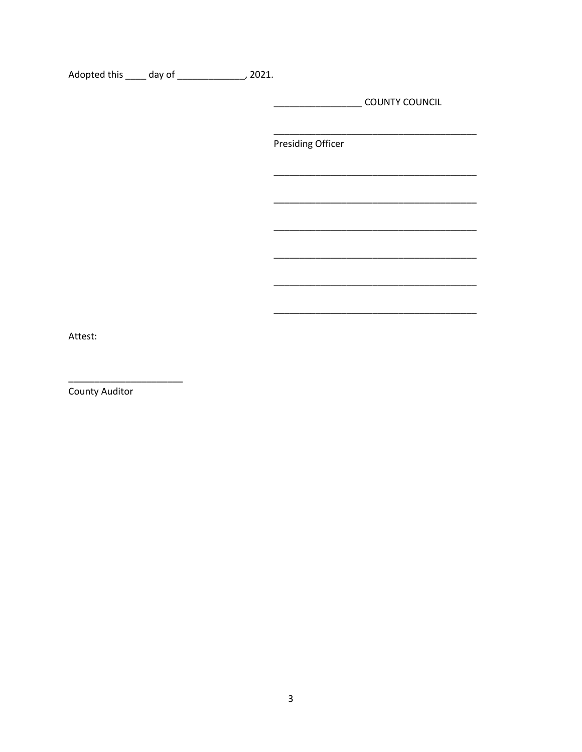Adopted this ____ day of _____________, 2021.

_________________ COUNTY COUNCIL

_______________________________________
Presiding Officer

_______________________________________

_______________________________________

_______________________________________

_______________________________________

_______________________________________

_______________________________________

Attest:

______________________
County Auditor